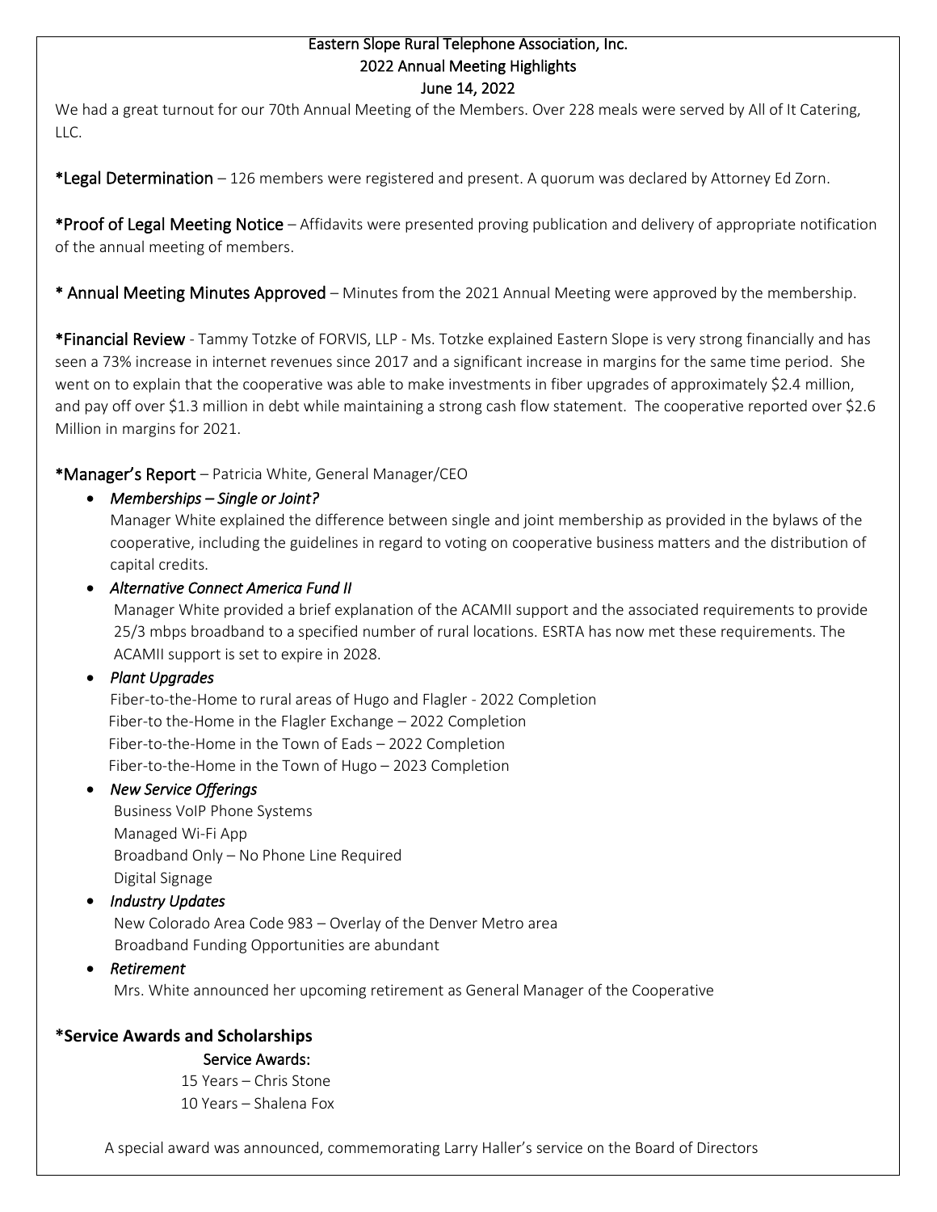# Eastern Slope Rural Telephone Association, Inc.
## 2022 Annual Meeting Highlights
## June 14, 2022

We had a great turnout for our 70th Annual Meeting of the Members. Over 228 meals were served by All of It Catering, LLC.

**\*Legal Determination** – 126 members were registered and present. A quorum was declared by Attorney Ed Zorn.

**\*Proof of Legal Meeting Notice** – Affidavits were presented proving publication and delivery of appropriate notification of the annual meeting of members.

**\* Annual Meeting Minutes Approved** – Minutes from the 2021 Annual Meeting were approved by the membership.

**\*Financial Review** - Tammy Totzke of FORVIS, LLP - Ms. Totzke explained Eastern Slope is very strong financially and has seen a 73% increase in internet revenues since 2017 and a significant increase in margins for the same time period. She went on to explain that the cooperative was able to make investments in fiber upgrades of approximately $2.4 million, and pay off over $1.3 million in debt while maintaining a strong cash flow statement. The cooperative reported over $2.6 Million in margins for 2021.

**\*Manager's Report** – Patricia White, General Manager/CEO

- *Memberships – Single or Joint?*
  Manager White explained the difference between single and joint membership as provided in the bylaws of the cooperative, including the guidelines in regard to voting on cooperative business matters and the distribution of capital credits.
- *Alternative Connect America Fund II*
  Manager White provided a brief explanation of the ACAMII support and the associated requirements to provide 25/3 mbps broadband to a specified number of rural locations. ESRTA has now met these requirements. The ACAMII support is set to expire in 2028.
- *Plant Upgrades*
  Fiber-to-the-Home to rural areas of Hugo and Flagler - 2022 Completion
  Fiber-to the-Home in the Flagler Exchange – 2022 Completion
  Fiber-to-the-Home in the Town of Eads – 2022 Completion
  Fiber-to-the-Home in the Town of Hugo – 2023 Completion
- *New Service Offerings*
  Business VoIP Phone Systems
  Managed Wi-Fi App
  Broadband Only – No Phone Line Required
  Digital Signage
- *Industry Updates*
  New Colorado Area Code 983 – Overlay of the Denver Metro area
  Broadband Funding Opportunities are abundant
- *Retirement*
  Mrs. White announced her upcoming retirement as General Manager of the Cooperative

**\*Service Awards and Scholarships**

Service Awards:

15 Years – Chris Stone
10 Years – Shalena Fox

A special award was announced, commemorating Larry Haller's service on the Board of Directors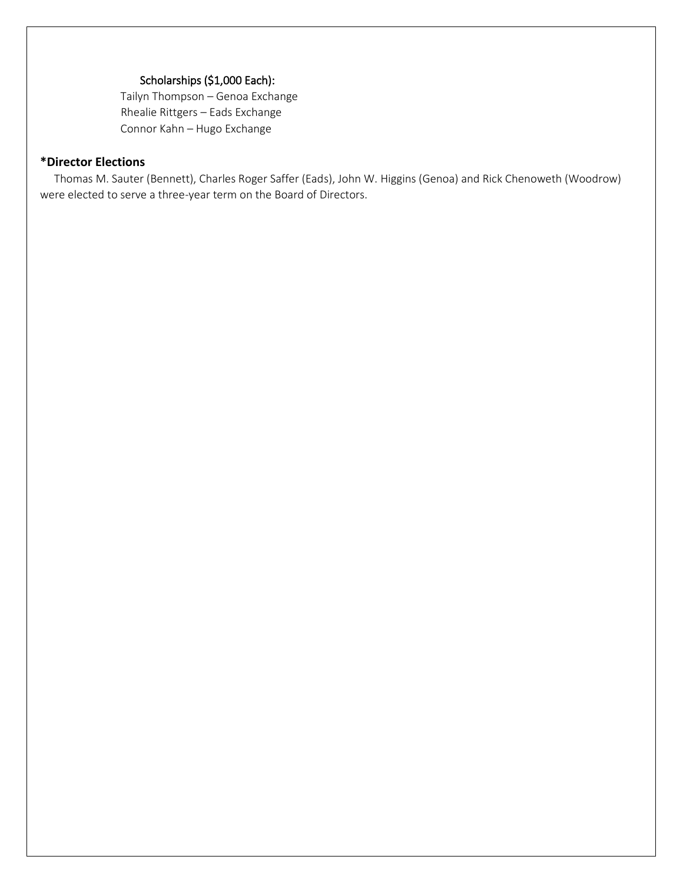Scholarships ($1,000 Each):

Tailyn Thompson – Genoa Exchange
Rhealie Rittgers – Eads Exchange
Connor Kahn – Hugo Exchange

**\*Director Elections**

Thomas M. Sauter (Bennett), Charles Roger Saffer (Eads), John W. Higgins (Genoa) and Rick Chenoweth (Woodrow) were elected to serve a three-year term on the Board of Directors.